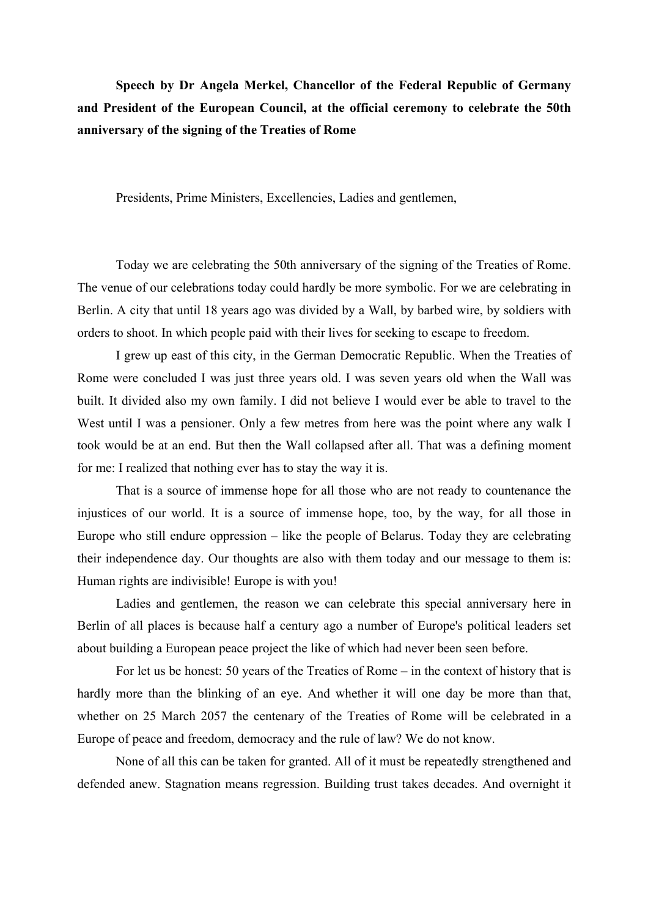**Speech by Dr Angela Merkel, Chancellor of the Federal Republic of Germany and President of the European Council, at the official ceremony to celebrate the 50th anniversary of the signing of the Treaties of Rome**

Presidents, Prime Ministers, Excellencies, Ladies and gentlemen,

Today we are celebrating the 50th anniversary of the signing of the Treaties of Rome. The venue of our celebrations today could hardly be more symbolic. For we are celebrating in Berlin. A city that until 18 years ago was divided by a Wall, by barbed wire, by soldiers with orders to shoot. In which people paid with their lives for seeking to escape to freedom.

I grew up east of this city, in the German Democratic Republic. When the Treaties of Rome were concluded I was just three years old. I was seven years old when the Wall was built. It divided also my own family. I did not believe I would ever be able to travel to the West until I was a pensioner. Only a few metres from here was the point where any walk I took would be at an end. But then the Wall collapsed after all. That was a defining moment for me: I realized that nothing ever has to stay the way it is.

That is a source of immense hope for all those who are not ready to countenance the injustices of our world. It is a source of immense hope, too, by the way, for all those in Europe who still endure oppression – like the people of Belarus. Today they are celebrating their independence day. Our thoughts are also with them today and our message to them is: Human rights are indivisible! Europe is with you!

Ladies and gentlemen, the reason we can celebrate this special anniversary here in Berlin of all places is because half a century ago a number of Europe's political leaders set about building a European peace project the like of which had never been seen before.

For let us be honest: 50 years of the Treaties of Rome – in the context of history that is hardly more than the blinking of an eye. And whether it will one day be more than that, whether on 25 March 2057 the centenary of the Treaties of Rome will be celebrated in a Europe of peace and freedom, democracy and the rule of law? We do not know.

None of all this can be taken for granted. All of it must be repeatedly strengthened and defended anew. Stagnation means regression. Building trust takes decades. And overnight it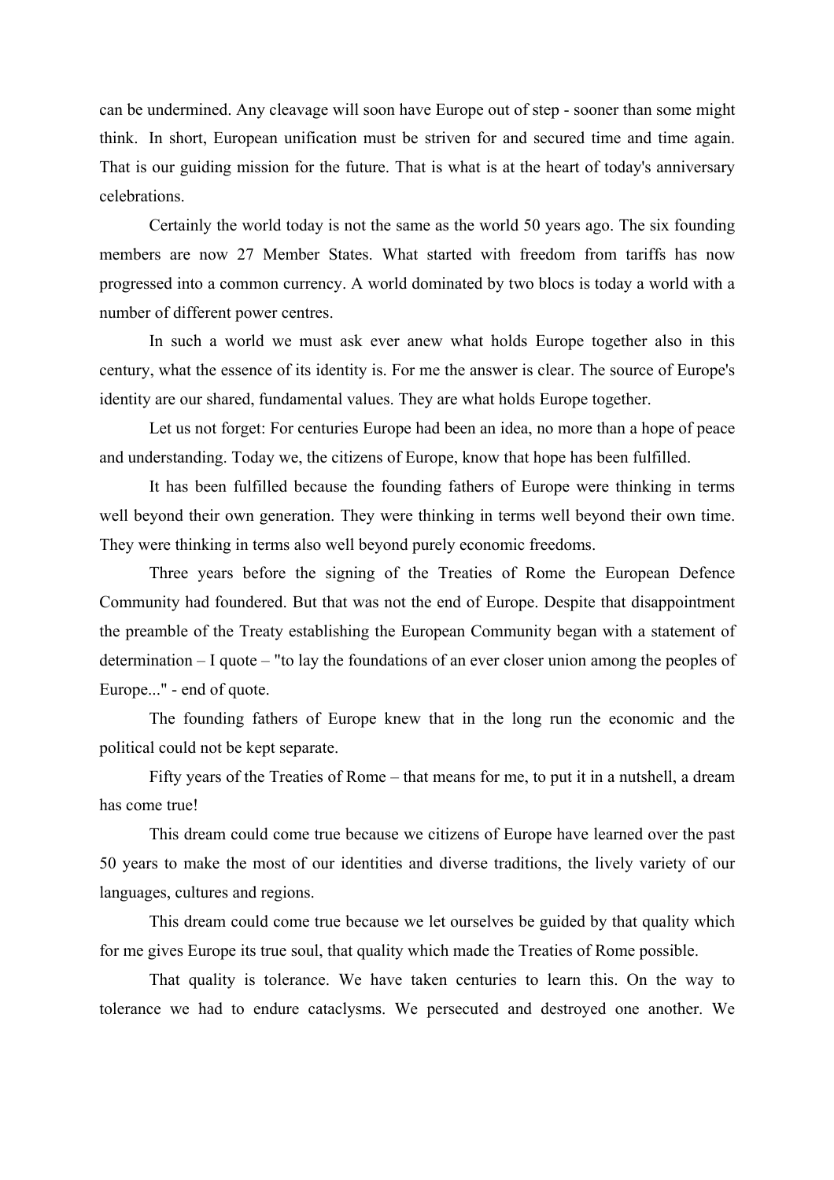can be undermined. Any cleavage will soon have Europe out of step - sooner than some might think. In short, European unification must be striven for and secured time and time again. That is our guiding mission for the future. That is what is at the heart of today's anniversary celebrations.

Certainly the world today is not the same as the world 50 years ago. The six founding members are now 27 Member States. What started with freedom from tariffs has now progressed into a common currency. A world dominated by two blocs is today a world with a number of different power centres.

In such a world we must ask ever anew what holds Europe together also in this century, what the essence of its identity is. For me the answer is clear. The source of Europe's identity are our shared, fundamental values. They are what holds Europe together.

Let us not forget: For centuries Europe had been an idea, no more than a hope of peace and understanding. Today we, the citizens of Europe, know that hope has been fulfilled.

It has been fulfilled because the founding fathers of Europe were thinking in terms well beyond their own generation. They were thinking in terms well beyond their own time. They were thinking in terms also well beyond purely economic freedoms.

Three years before the signing of the Treaties of Rome the European Defence Community had foundered. But that was not the end of Europe. Despite that disappointment the preamble of the Treaty establishing the European Community began with a statement of determination – I quote – "to lay the foundations of an ever closer union among the peoples of Europe..." - end of quote.

The founding fathers of Europe knew that in the long run the economic and the political could not be kept separate.

Fifty years of the Treaties of Rome – that means for me, to put it in a nutshell, a dream has come true!

This dream could come true because we citizens of Europe have learned over the past 50 years to make the most of our identities and diverse traditions, the lively variety of our languages, cultures and regions.

This dream could come true because we let ourselves be guided by that quality which for me gives Europe its true soul, that quality which made the Treaties of Rome possible.

That quality is tolerance. We have taken centuries to learn this. On the way to tolerance we had to endure cataclysms. We persecuted and destroyed one another. We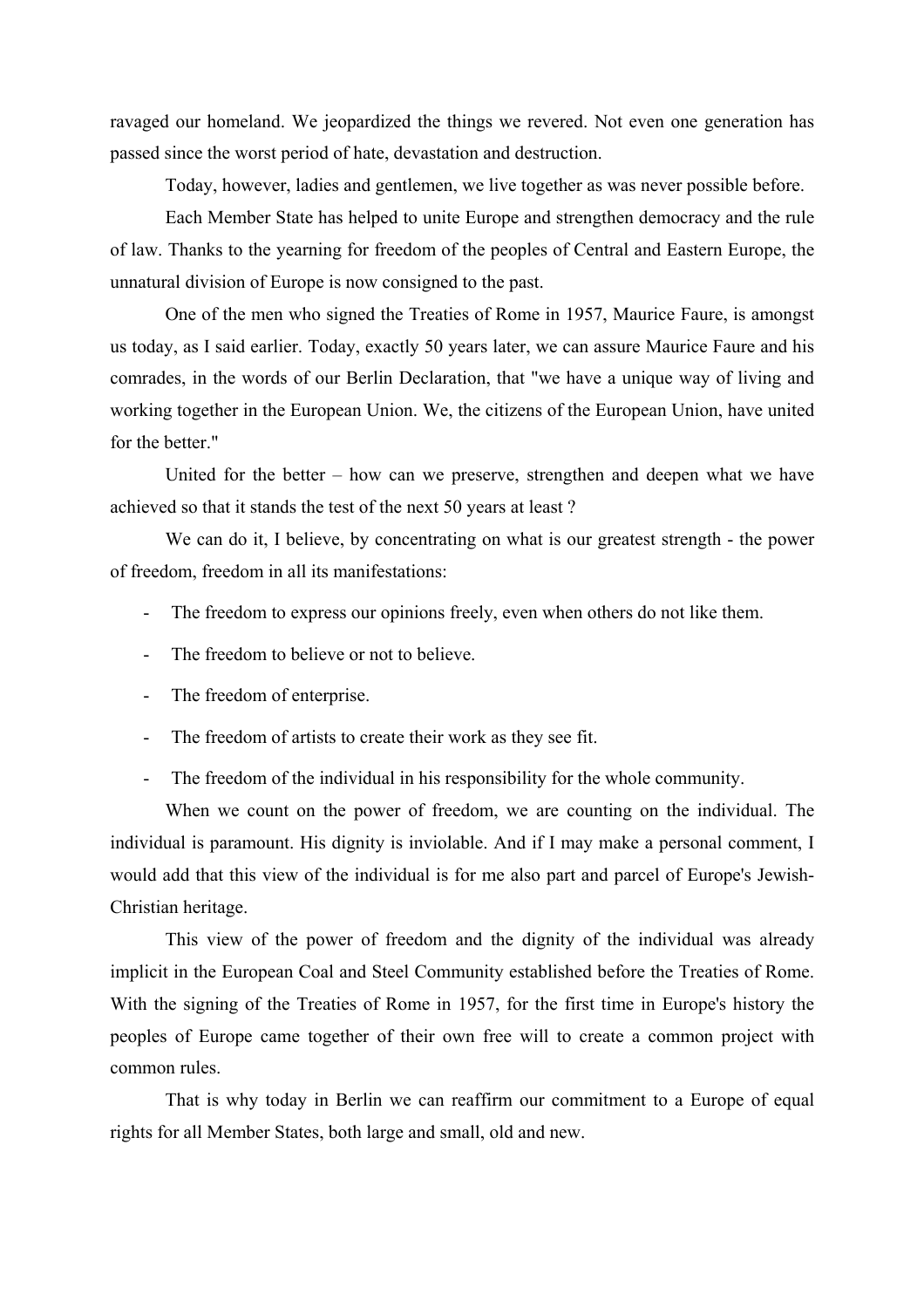ravaged our homeland. We jeopardized the things we revered. Not even one generation has passed since the worst period of hate, devastation and destruction.

Today, however, ladies and gentlemen, we live together as was never possible before.

Each Member State has helped to unite Europe and strengthen democracy and the rule of law. Thanks to the yearning for freedom of the peoples of Central and Eastern Europe, the unnatural division of Europe is now consigned to the past.

One of the men who signed the Treaties of Rome in 1957, Maurice Faure, is amongst us today, as I said earlier. Today, exactly 50 years later, we can assure Maurice Faure and his comrades, in the words of our Berlin Declaration, that "we have a unique way of living and working together in the European Union. We, the citizens of the European Union, have united for the better."

United for the better – how can we preserve, strengthen and deepen what we have achieved so that it stands the test of the next 50 years at least ?

We can do it, I believe, by concentrating on what is our greatest strength - the power of freedom, freedom in all its manifestations:

- The freedom to express our opinions freely, even when others do not like them.
- The freedom to believe or not to believe.
- The freedom of enterprise.
- The freedom of artists to create their work as they see fit.
- The freedom of the individual in his responsibility for the whole community.

When we count on the power of freedom, we are counting on the individual. The individual is paramount. His dignity is inviolable. And if I may make a personal comment, I would add that this view of the individual is for me also part and parcel of Europe's Jewish-Christian heritage.

This view of the power of freedom and the dignity of the individual was already implicit in the European Coal and Steel Community established before the Treaties of Rome. With the signing of the Treaties of Rome in 1957, for the first time in Europe's history the peoples of Europe came together of their own free will to create a common project with common rules.

That is why today in Berlin we can reaffirm our commitment to a Europe of equal rights for all Member States, both large and small, old and new.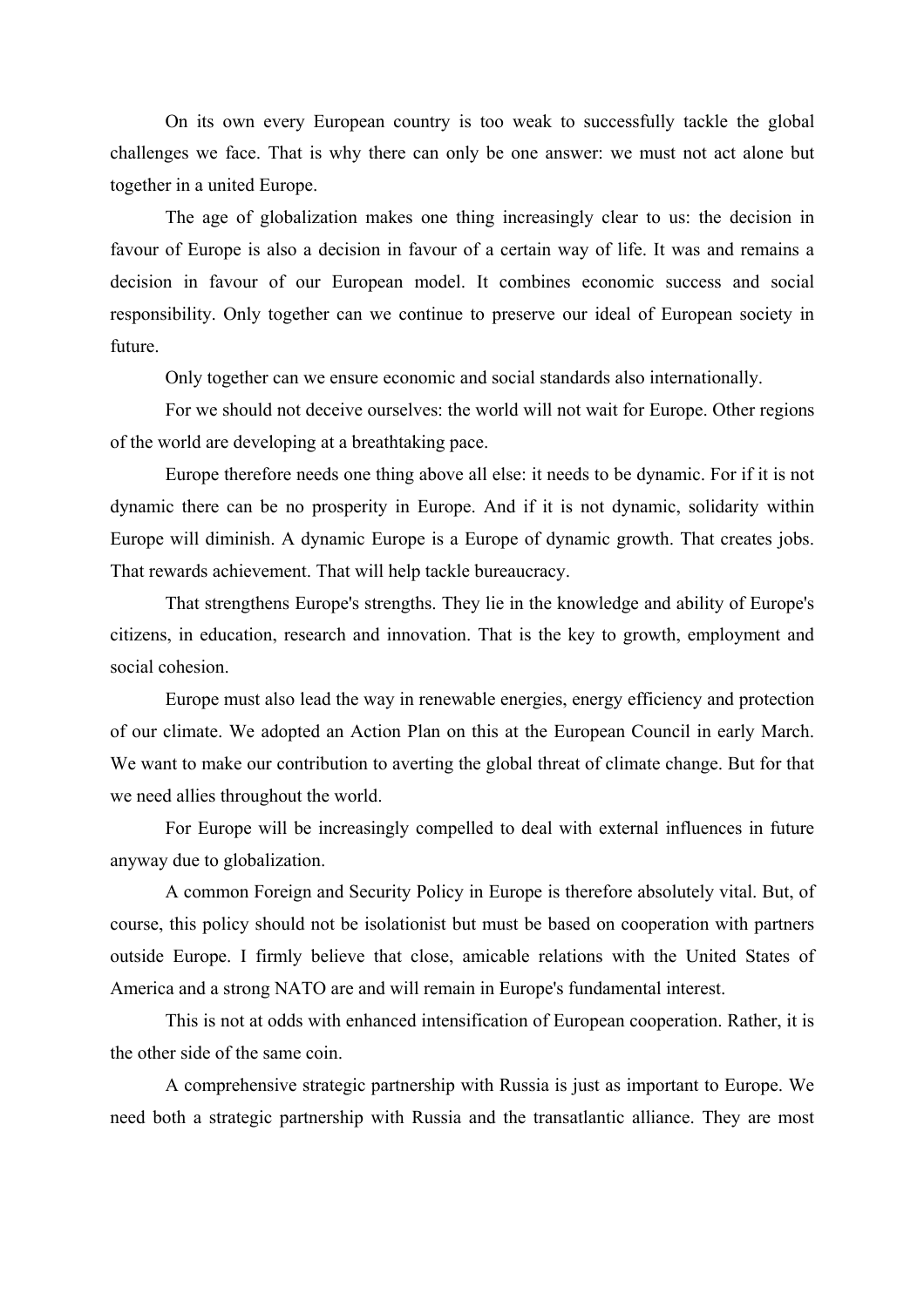On its own every European country is too weak to successfully tackle the global challenges we face. That is why there can only be one answer: we must not act alone but together in a united Europe.

The age of globalization makes one thing increasingly clear to us: the decision in favour of Europe is also a decision in favour of a certain way of life. It was and remains a decision in favour of our European model. It combines economic success and social responsibility. Only together can we continue to preserve our ideal of European society in future.

Only together can we ensure economic and social standards also internationally.

For we should not deceive ourselves: the world will not wait for Europe. Other regions of the world are developing at a breathtaking pace.

Europe therefore needs one thing above all else: it needs to be dynamic. For if it is not dynamic there can be no prosperity in Europe. And if it is not dynamic, solidarity within Europe will diminish. A dynamic Europe is a Europe of dynamic growth. That creates jobs. That rewards achievement. That will help tackle bureaucracy.

That strengthens Europe's strengths. They lie in the knowledge and ability of Europe's citizens, in education, research and innovation. That is the key to growth, employment and social cohesion.

Europe must also lead the way in renewable energies, energy efficiency and protection of our climate. We adopted an Action Plan on this at the European Council in early March. We want to make our contribution to averting the global threat of climate change. But for that we need allies throughout the world.

For Europe will be increasingly compelled to deal with external influences in future anyway due to globalization.

A common Foreign and Security Policy in Europe is therefore absolutely vital. But, of course, this policy should not be isolationist but must be based on cooperation with partners outside Europe. I firmly believe that close, amicable relations with the United States of America and a strong NATO are and will remain in Europe's fundamental interest.

This is not at odds with enhanced intensification of European cooperation. Rather, it is the other side of the same coin.

A comprehensive strategic partnership with Russia is just as important to Europe. We need both a strategic partnership with Russia and the transatlantic alliance. They are most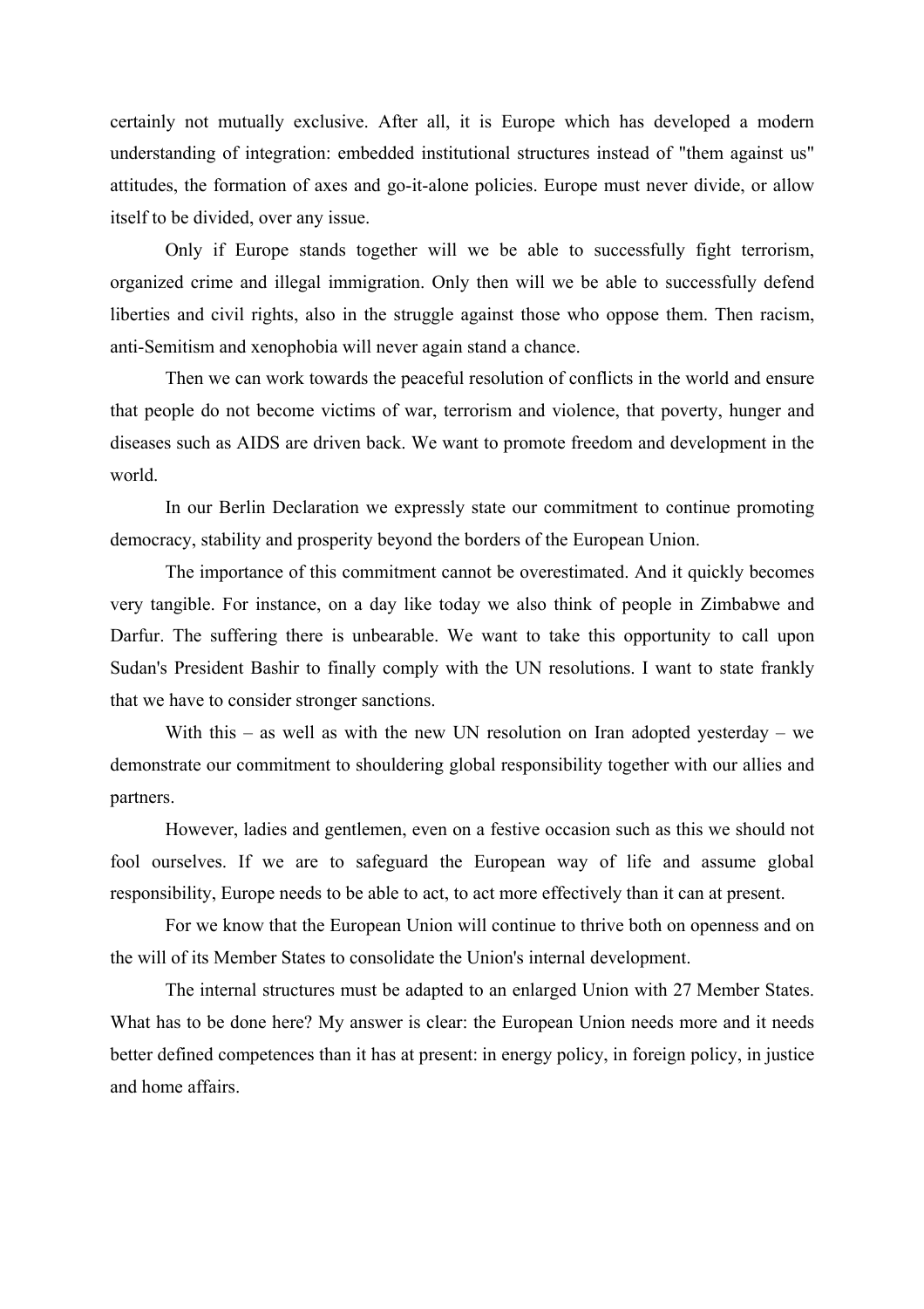certainly not mutually exclusive. After all, it is Europe which has developed a modern understanding of integration: embedded institutional structures instead of "them against us" attitudes, the formation of axes and go-it-alone policies. Europe must never divide, or allow itself to be divided, over any issue.

Only if Europe stands together will we be able to successfully fight terrorism, organized crime and illegal immigration. Only then will we be able to successfully defend liberties and civil rights, also in the struggle against those who oppose them. Then racism, anti-Semitism and xenophobia will never again stand a chance.

Then we can work towards the peaceful resolution of conflicts in the world and ensure that people do not become victims of war, terrorism and violence, that poverty, hunger and diseases such as AIDS are driven back. We want to promote freedom and development in the world.

In our Berlin Declaration we expressly state our commitment to continue promoting democracy, stability and prosperity beyond the borders of the European Union.

The importance of this commitment cannot be overestimated. And it quickly becomes very tangible. For instance, on a day like today we also think of people in Zimbabwe and Darfur. The suffering there is unbearable. We want to take this opportunity to call upon Sudan's President Bashir to finally comply with the UN resolutions. I want to state frankly that we have to consider stronger sanctions.

With this – as well as with the new UN resolution on Iran adopted yesterday – we demonstrate our commitment to shouldering global responsibility together with our allies and partners.

However, ladies and gentlemen, even on a festive occasion such as this we should not fool ourselves. If we are to safeguard the European way of life and assume global responsibility, Europe needs to be able to act, to act more effectively than it can at present.

For we know that the European Union will continue to thrive both on openness and on the will of its Member States to consolidate the Union's internal development.

The internal structures must be adapted to an enlarged Union with 27 Member States. What has to be done here? My answer is clear: the European Union needs more and it needs better defined competences than it has at present: in energy policy, in foreign policy, in justice and home affairs.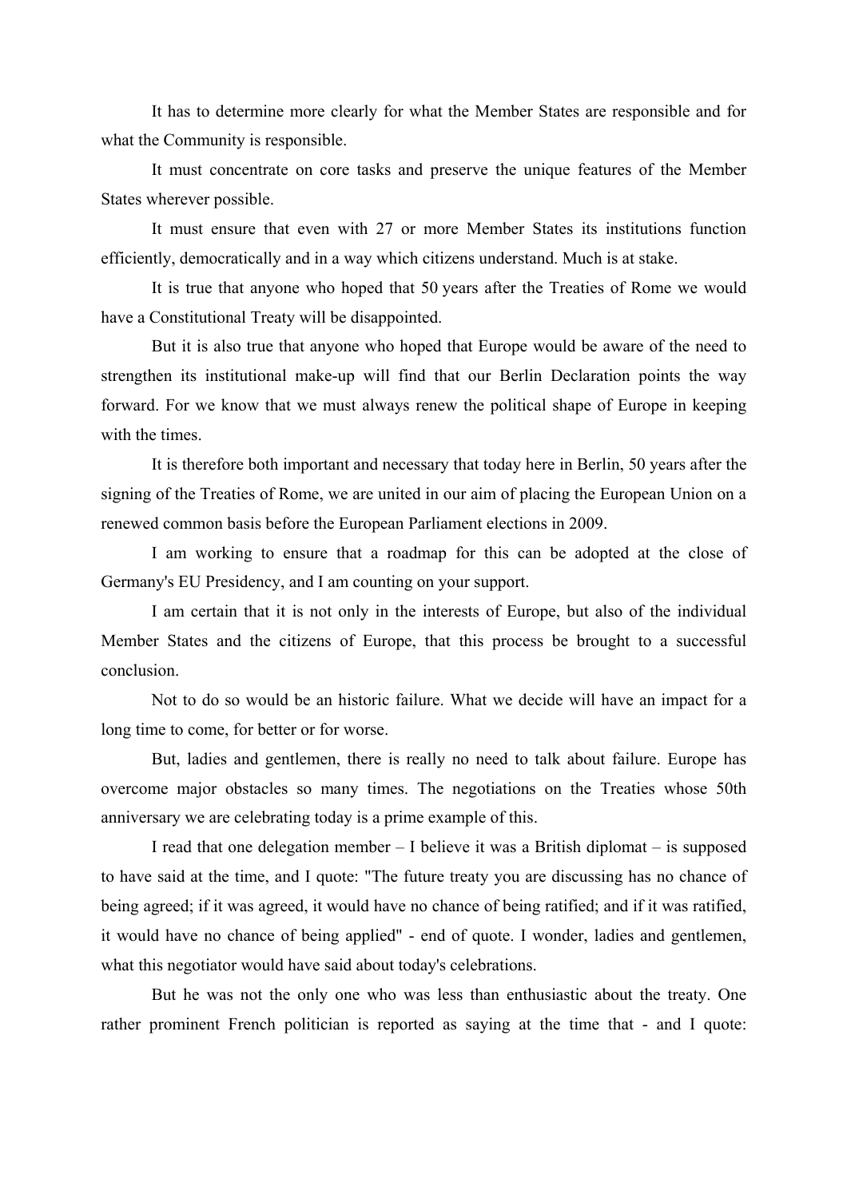It has to determine more clearly for what the Member States are responsible and for what the Community is responsible.

It must concentrate on core tasks and preserve the unique features of the Member States wherever possible.

It must ensure that even with 27 or more Member States its institutions function efficiently, democratically and in a way which citizens understand. Much is at stake.

It is true that anyone who hoped that 50 years after the Treaties of Rome we would have a Constitutional Treaty will be disappointed.

But it is also true that anyone who hoped that Europe would be aware of the need to strengthen its institutional make-up will find that our Berlin Declaration points the way forward. For we know that we must always renew the political shape of Europe in keeping with the times.

It is therefore both important and necessary that today here in Berlin, 50 years after the signing of the Treaties of Rome, we are united in our aim of placing the European Union on a renewed common basis before the European Parliament elections in 2009.

I am working to ensure that a roadmap for this can be adopted at the close of Germany's EU Presidency, and I am counting on your support.

I am certain that it is not only in the interests of Europe, but also of the individual Member States and the citizens of Europe, that this process be brought to a successful conclusion.

Not to do so would be an historic failure. What we decide will have an impact for a long time to come, for better or for worse.

But, ladies and gentlemen, there is really no need to talk about failure. Europe has overcome major obstacles so many times. The negotiations on the Treaties whose 50th anniversary we are celebrating today is a prime example of this.

I read that one delegation member – I believe it was a British diplomat – is supposed to have said at the time, and I quote: "The future treaty you are discussing has no chance of being agreed; if it was agreed, it would have no chance of being ratified; and if it was ratified, it would have no chance of being applied" - end of quote. I wonder, ladies and gentlemen, what this negotiator would have said about today's celebrations.

But he was not the only one who was less than enthusiastic about the treaty. One rather prominent French politician is reported as saying at the time that - and I quote: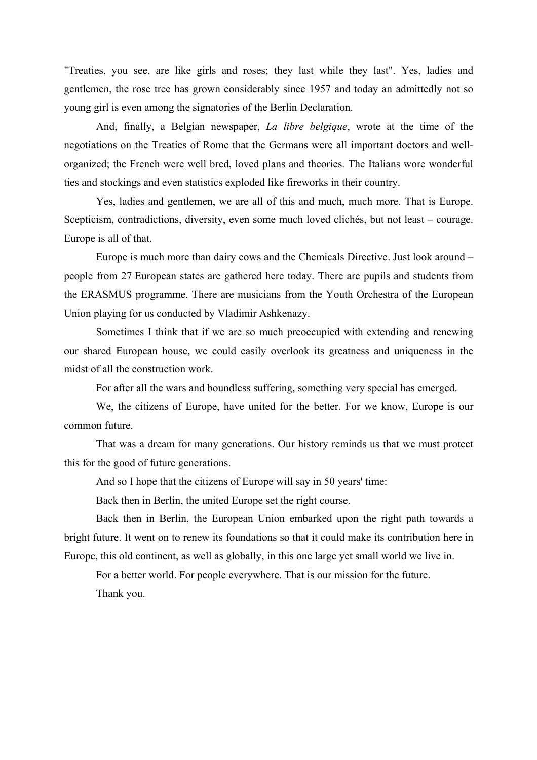"Treaties, you see, are like girls and roses; they last while they last". Yes, ladies and gentlemen, the rose tree has grown considerably since 1957 and today an admittedly not so young girl is even among the signatories of the Berlin Declaration.

And, finally, a Belgian newspaper, *La libre belgique*, wrote at the time of the negotiations on the Treaties of Rome that the Germans were all important doctors and well-organized; the French were well bred, loved plans and theories. The Italians wore wonderful ties and stockings and even statistics exploded like fireworks in their country.

Yes, ladies and gentlemen, we are all of this and much, much more. That is Europe. Scepticism, contradictions, diversity, even some much loved clichés, but not least – courage. Europe is all of that.

Europe is much more than dairy cows and the Chemicals Directive. Just look around – people from 27 European states are gathered here today. There are pupils and students from the ERASMUS programme. There are musicians from the Youth Orchestra of the European Union playing for us conducted by Vladimir Ashkenazy.

Sometimes I think that if we are so much preoccupied with extending and renewing our shared European house, we could easily overlook its greatness and uniqueness in the midst of all the construction work.

For after all the wars and boundless suffering, something very special has emerged.

We, the citizens of Europe, have united for the better. For we know, Europe is our common future.

That was a dream for many generations. Our history reminds us that we must protect this for the good of future generations.

And so I hope that the citizens of Europe will say in 50 years' time:

Back then in Berlin, the united Europe set the right course.

Back then in Berlin, the European Union embarked upon the right path towards a bright future. It went on to renew its foundations so that it could make its contribution here in Europe, this old continent, as well as globally, in this one large yet small world we live in.

For a better world. For people everywhere. That is our mission for the future.

Thank you.